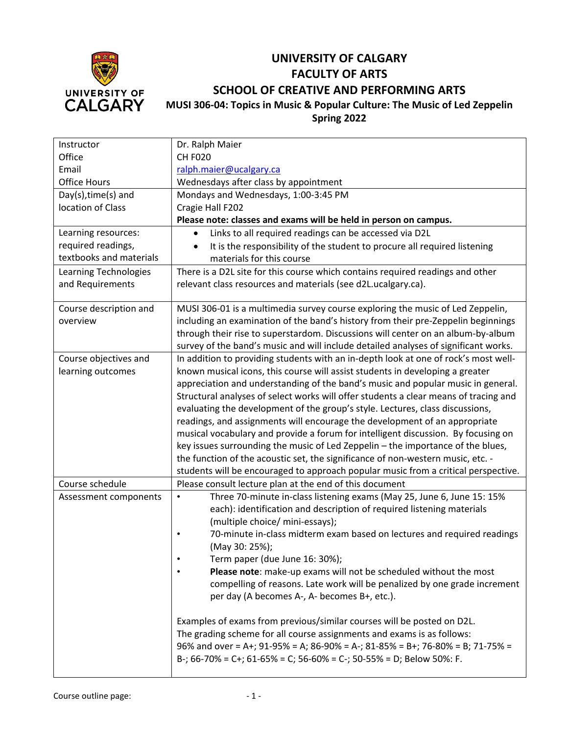# UNIVERSITY OF CALGARY
## FACULTY OF ARTS
## SCHOOL OF CREATIVE AND PERFORMING ARTS
### MUSI 306-04: Topics in Music & Popular Culture: The Music of Led Zeppelin
### Spring 2022

| | |
|---|---|
| Instructor<br>Office<br>Email<br>Office Hours | Dr. Ralph Maier<br>CH F020<br>ralph.maier@ucalgary.ca<br>Wednesdays after class by appointment |
| Day(s),time(s) and location of Class | Mondays and Wednesdays, 1:00-3:45 PM<br>Cragie Hall F202<br>**Please note: classes and exams will be held in person on campus.** |
| Learning resources: required readings, textbooks and materials | • Links to all required readings can be accessed via D2L<br>• It is the responsibility of the student to procure all required listening materials for this course |
| Learning Technologies and Requirements | There is a D2L site for this course which contains required readings and other relevant class resources and materials (see d2L.ucalgary.ca). |
| Course description and overview | MUSI 306-01 is a multimedia survey course exploring the music of Led Zeppelin, including an examination of the band's history from their pre-Zeppelin beginnings through their rise to superstardom. Discussions will center on an album-by-album survey of the band's music and will include detailed analyses of significant works. |
| Course objectives and learning outcomes | In addition to providing students with an in-depth look at one of rock's most well-known musical icons, this course will assist students in developing a greater appreciation and understanding of the band's music and popular music in general. Structural analyses of select works will offer students a clear means of tracing and evaluating the development of the group's style. Lectures, class discussions, readings, and assignments will encourage the development of an appropriate musical vocabulary and provide a forum for intelligent discussion. By focusing on key issues surrounding the music of Led Zeppelin – the importance of the blues, the function of the acoustic set, the significance of non-western music, etc. - students will be encouraged to approach popular music from a critical perspective. |
| Course schedule | Please consult lecture plan at the end of this document |
| Assessment components | • Three 70-minute in-class listening exams (May 25, June 6, June 15: 15% each): identification and description of required listening materials (multiple choice/ mini-essays);<br>• 70-minute in-class midterm exam based on lectures and required readings (May 30: 25%);<br>• Term paper (due June 16: 30%);<br>• **Please note**: make-up exams will not be scheduled without the most compelling of reasons. Late work will be penalized by one grade increment per day (A becomes A-, A- becomes B+, etc.).<br><br>Examples of exams from previous/similar courses will be posted on D2L.<br>The grading scheme for all course assignments and exams is as follows:<br>96% and over = A+; 91-95% = A; 86-90% = A-; 81-85% = B+; 76-80% = B; 71-75% = B-; 66-70% = C+; 61-65% = C; 56-60% = C-; 50-55% = D; Below 50%: F. |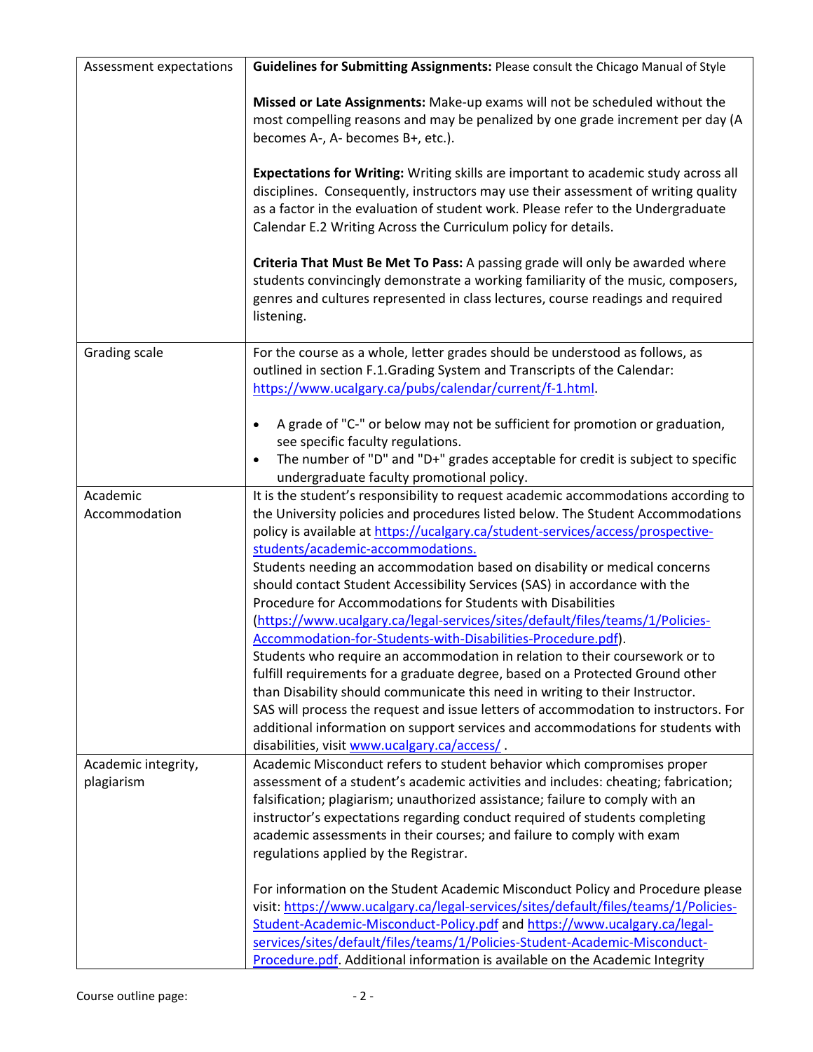| | |
|---|---|
| Assessment expectations | **Guidelines for Submitting Assignments:** Please consult the Chicago Manual of Style<br><br>**Missed or Late Assignments:** Make-up exams will not be scheduled without the most compelling reasons and may be penalized by one grade increment per day (A becomes A-, A- becomes B+, etc.).<br><br>**Expectations for Writing:** Writing skills are important to academic study across all disciplines. Consequently, instructors may use their assessment of writing quality as a factor in the evaluation of student work. Please refer to the Undergraduate Calendar E.2 Writing Across the Curriculum policy for details.<br><br>**Criteria That Must Be Met To Pass:** A passing grade will only be awarded where students convincingly demonstrate a working familiarity of the music, composers, genres and cultures represented in class lectures, course readings and required listening. |
| Grading scale | For the course as a whole, letter grades should be understood as follows, as outlined in section F.1.Grading System and Transcripts of the Calendar: https://www.ucalgary.ca/pubs/calendar/current/f-1.html.<br><br>• A grade of "C-" or below may not be sufficient for promotion or graduation, see specific faculty regulations.<br>• The number of "D" and "D+" grades acceptable for credit is subject to specific undergraduate faculty promotional policy. |
| Academic Accommodation | It is the student's responsibility to request academic accommodations according to the University policies and procedures listed below. The Student Accommodations policy is available at https://ucalgary.ca/student-services/access/prospective-students/academic-accommodations.<br>Students needing an accommodation based on disability or medical concerns should contact Student Accessibility Services (SAS) in accordance with the Procedure for Accommodations for Students with Disabilities (https://www.ucalgary.ca/legal-services/sites/default/files/teams/1/Policies-Accommodation-for-Students-with-Disabilities-Procedure.pdf).<br>Students who require an accommodation in relation to their coursework or to fulfill requirements for a graduate degree, based on a Protected Ground other than Disability should communicate this need in writing to their Instructor.<br>SAS will process the request and issue letters of accommodation to instructors. For additional information on support services and accommodations for students with disabilities, visit www.ucalgary.ca/access/ . |
| Academic integrity, plagiarism | Academic Misconduct refers to student behavior which compromises proper assessment of a student's academic activities and includes: cheating; fabrication; falsification; plagiarism; unauthorized assistance; failure to comply with an instructor's expectations regarding conduct required of students completing academic assessments in their courses; and failure to comply with exam regulations applied by the Registrar.<br><br>For information on the Student Academic Misconduct Policy and Procedure please visit: https://www.ucalgary.ca/legal-services/sites/default/files/teams/1/Policies-Student-Academic-Misconduct-Policy.pdf and https://www.ucalgary.ca/legal-services/sites/default/files/teams/1/Policies-Student-Academic-Misconduct-Procedure.pdf. Additional information is available on the Academic Integrity |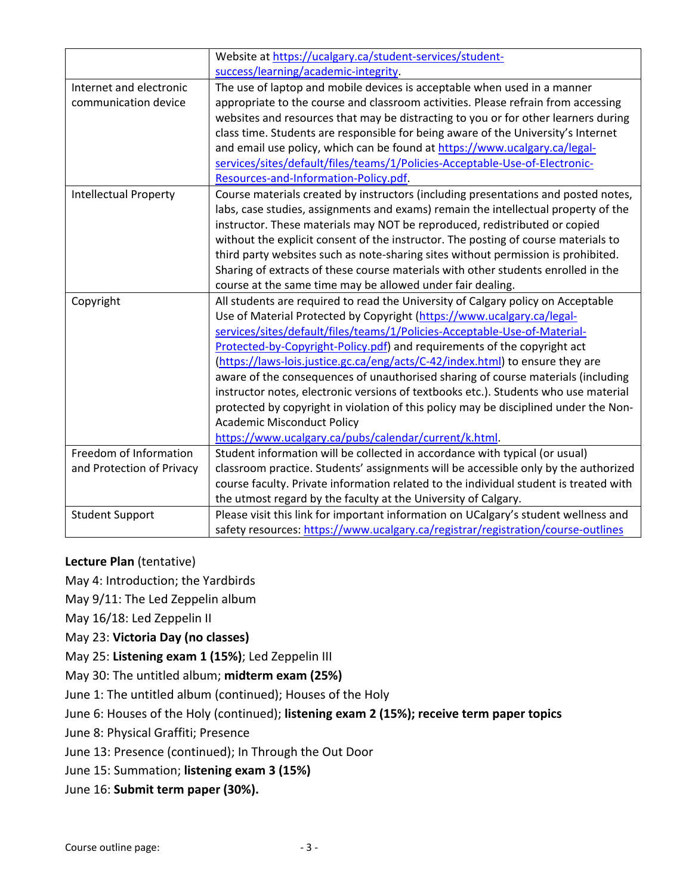| | |
|---|---|
| | Website at https://ucalgary.ca/student-services/student-success/learning/academic-integrity. |
| Internet and electronic communication device | The use of laptop and mobile devices is acceptable when used in a manner appropriate to the course and classroom activities. Please refrain from accessing websites and resources that may be distracting to you or for other learners during class time. Students are responsible for being aware of the University's Internet and email use policy, which can be found at https://www.ucalgary.ca/legal-services/sites/default/files/teams/1/Policies-Acceptable-Use-of-Electronic-Resources-and-Information-Policy.pdf. |
| Intellectual Property | Course materials created by instructors (including presentations and posted notes, labs, case studies, assignments and exams) remain the intellectual property of the instructor. These materials may NOT be reproduced, redistributed or copied without the explicit consent of the instructor. The posting of course materials to third party websites such as note-sharing sites without permission is prohibited. Sharing of extracts of these course materials with other students enrolled in the course at the same time may be allowed under fair dealing. |
| Copyright | All students are required to read the University of Calgary policy on Acceptable Use of Material Protected by Copyright (https://www.ucalgary.ca/legal-services/sites/default/files/teams/1/Policies-Acceptable-Use-of-Material-Protected-by-Copyright-Policy.pdf) and requirements of the copyright act (https://laws-lois.justice.gc.ca/eng/acts/C-42/index.html) to ensure they are aware of the consequences of unauthorised sharing of course materials (including instructor notes, electronic versions of textbooks etc.). Students who use material protected by copyright in violation of this policy may be disciplined under the Non-Academic Misconduct Policy https://www.ucalgary.ca/pubs/calendar/current/k.html. |
| Freedom of Information and Protection of Privacy | Student information will be collected in accordance with typical (or usual) classroom practice. Students' assignments will be accessible only by the authorized course faculty. Private information related to the individual student is treated with the utmost regard by the faculty at the University of Calgary. |
| Student Support | Please visit this link for important information on UCalgary's student wellness and safety resources: https://www.ucalgary.ca/registrar/registration/course-outlines |

**Lecture Plan** (tentative)

May 4: Introduction; the Yardbirds

May 9/11: The Led Zeppelin album

May 16/18: Led Zeppelin II

May 23: **Victoria Day (no classes)**

May 25: **Listening exam 1 (15%)**; Led Zeppelin III

May 30: The untitled album; **midterm exam (25%)**

June 1: The untitled album (continued); Houses of the Holy

June 6: Houses of the Holy (continued); **listening exam 2 (15%); receive term paper topics**

June 8: Physical Graffiti; Presence

June 13: Presence (continued); In Through the Out Door

June 15: Summation; **listening exam 3 (15%)**

June 16: **Submit term paper (30%).**